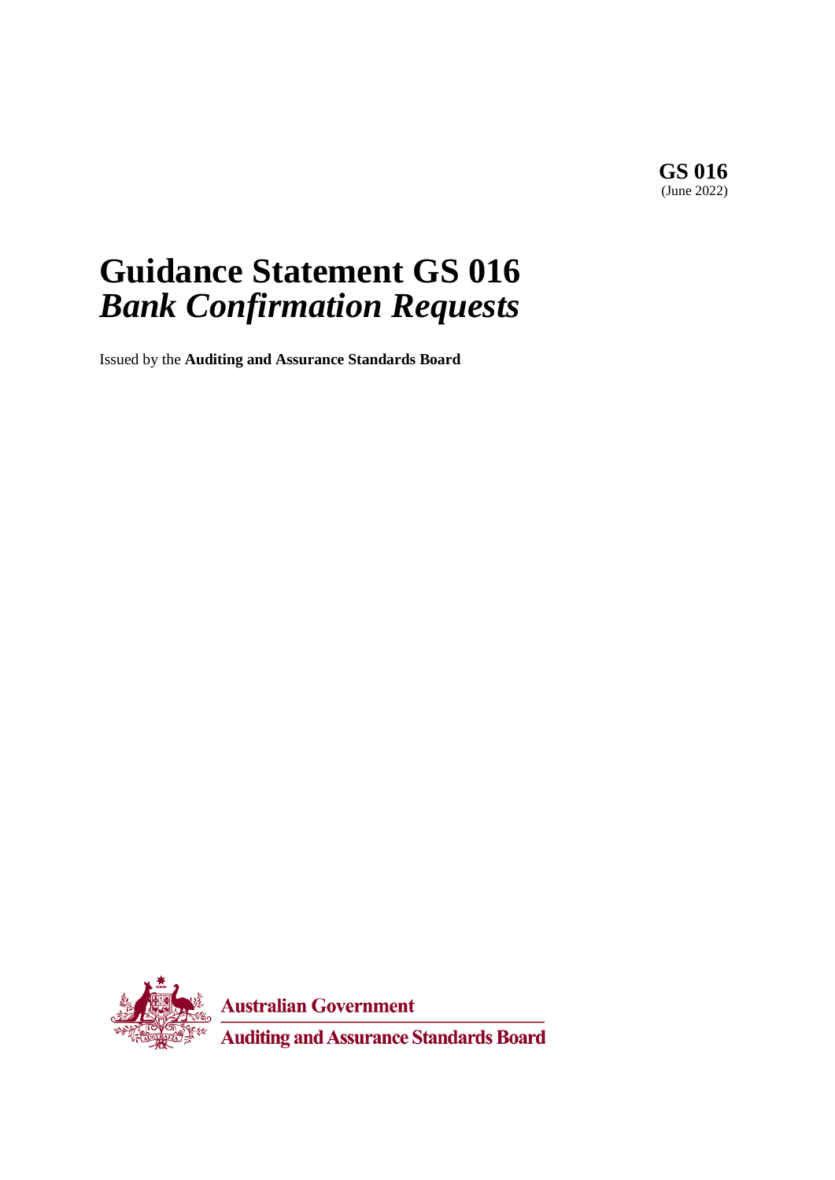**GS 016**
(June 2022)

# Guidance Statement GS 016 *Bank Confirmation Requests*

Issued by the **Auditing and Assurance Standards Board**

**Australian Government**

**Auditing and Assurance Standards Board**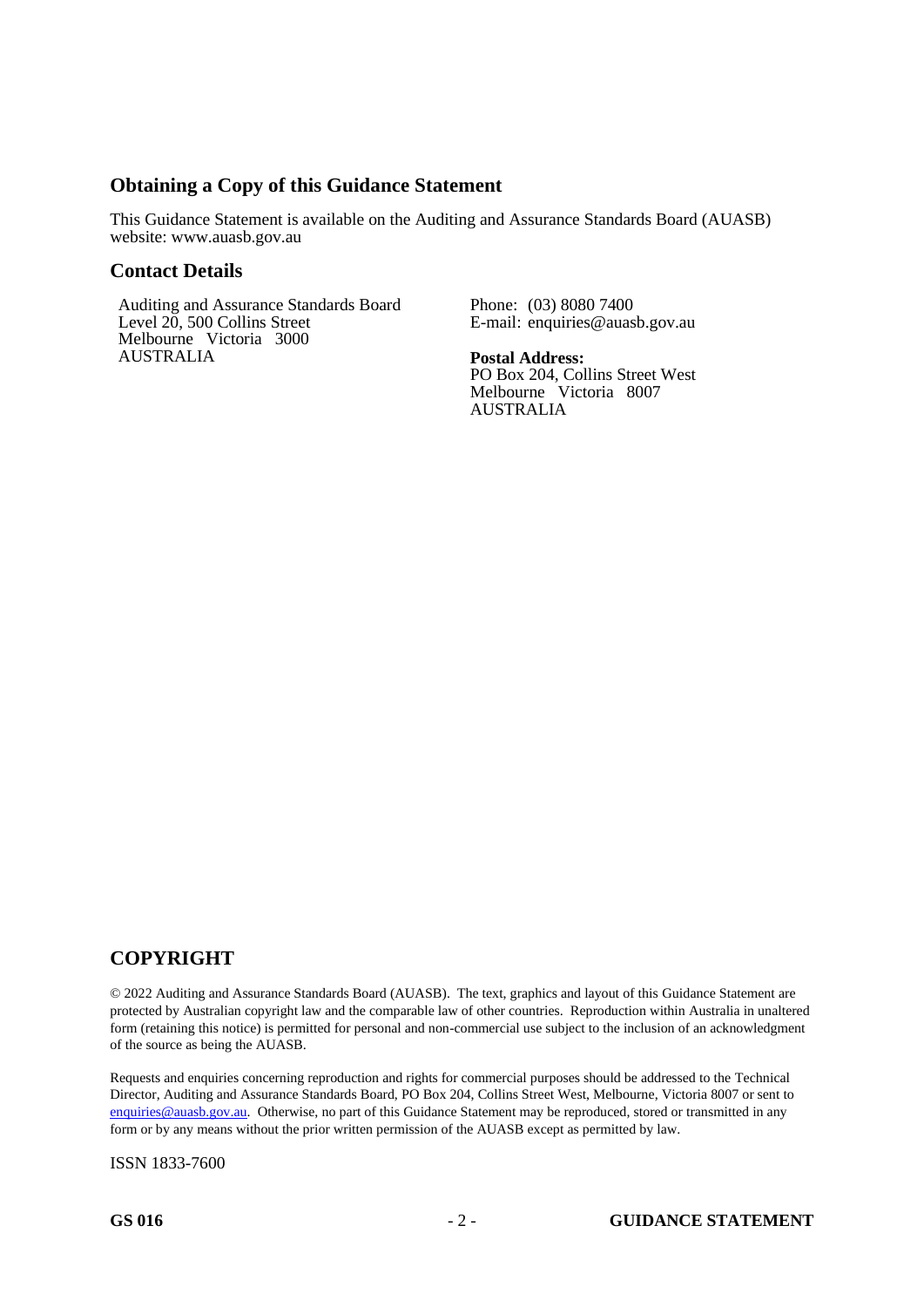## Obtaining a Copy of this Guidance Statement

This Guidance Statement is available on the Auditing and Assurance Standards Board (AUASB) website: www.auasb.gov.au

## Contact Details

Auditing and Assurance Standards Board
Level 20, 500 Collins Street
Melbourne Victoria 3000
AUSTRALIA

Phone: (03) 8080 7400
E-mail: enquiries@auasb.gov.au

**Postal Address:**
PO Box 204, Collins Street West
Melbourne Victoria 8007
AUSTRALIA

## COPYRIGHT

© 2022 Auditing and Assurance Standards Board (AUASB). The text, graphics and layout of this Guidance Statement are protected by Australian copyright law and the comparable law of other countries. Reproduction within Australia in unaltered form (retaining this notice) is permitted for personal and non-commercial use subject to the inclusion of an acknowledgment of the source as being the AUASB.

Requests and enquiries concerning reproduction and rights for commercial purposes should be addressed to the Technical Director, Auditing and Assurance Standards Board, PO Box 204, Collins Street West, Melbourne, Victoria 8007 or sent to enquiries@auasb.gov.au. Otherwise, no part of this Guidance Statement may be reproduced, stored or transmitted in any form or by any means without the prior written permission of the AUASB except as permitted by law.

ISSN 1833-7600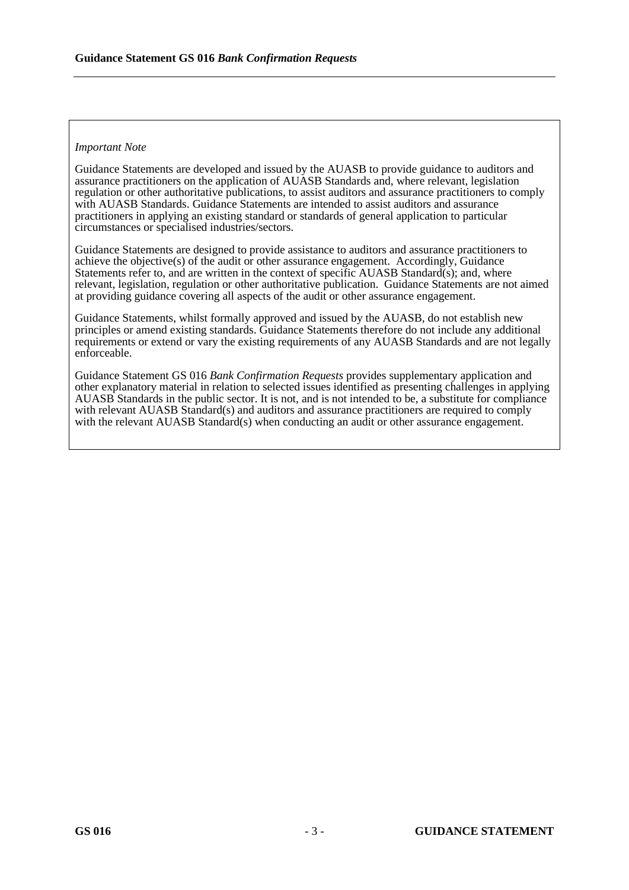*Important Note*

Guidance Statements are developed and issued by the AUASB to provide guidance to auditors and assurance practitioners on the application of AUASB Standards and, where relevant, legislation regulation or other authoritative publications, to assist auditors and assurance practitioners to comply with AUASB Standards. Guidance Statements are intended to assist auditors and assurance practitioners in applying an existing standard or standards of general application to particular circumstances or specialised industries/sectors.

Guidance Statements are designed to provide assistance to auditors and assurance practitioners to achieve the objective(s) of the audit or other assurance engagement. Accordingly, Guidance Statements refer to, and are written in the context of specific AUASB Standard(s); and, where relevant, legislation, regulation or other authoritative publication. Guidance Statements are not aimed at providing guidance covering all aspects of the audit or other assurance engagement.

Guidance Statements, whilst formally approved and issued by the AUASB, do not establish new principles or amend existing standards. Guidance Statements therefore do not include any additional requirements or extend or vary the existing requirements of any AUASB Standards and are not legally enforceable.

Guidance Statement GS 016 *Bank Confirmation Requests* provides supplementary application and other explanatory material in relation to selected issues identified as presenting challenges in applying AUASB Standards in the public sector. It is not, and is not intended to be, a substitute for compliance with relevant AUASB Standard(s) and auditors and assurance practitioners are required to comply with the relevant AUASB Standard(s) when conducting an audit or other assurance engagement.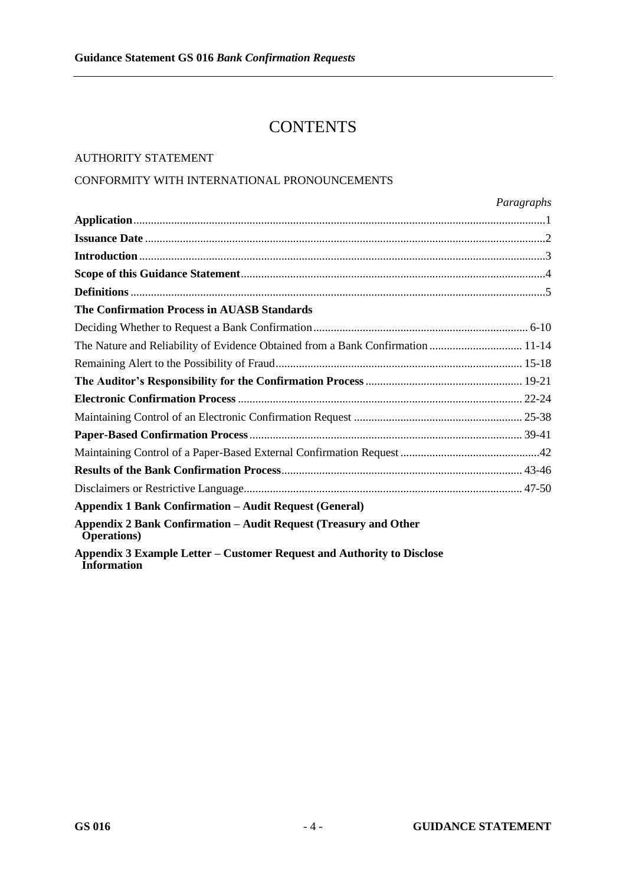# CONTENTS

AUTHORITY STATEMENT

CONFORMITY WITH INTERNATIONAL PRONOUNCEMENTS

| | *Paragraphs* |
|---|---|
| **Application** | 1 |
| **Issuance Date** | 2 |
| **Introduction** | 3 |
| **Scope of this Guidance Statement** | 4 |
| **Definitions** | 5 |
| **The Confirmation Process in AUASB Standards** | |
| Deciding Whether to Request a Bank Confirmation | 6-10 |
| The Nature and Reliability of Evidence Obtained from a Bank Confirmation | 11-14 |
| Remaining Alert to the Possibility of Fraud | 15-18 |
| **The Auditor's Responsibility for the Confirmation Process** | 19-21 |
| **Electronic Confirmation Process** | 22-24 |
| Maintaining Control of an Electronic Confirmation Request | 25-38 |
| **Paper-Based Confirmation Process** | 39-41 |
| Maintaining Control of a Paper-Based External Confirmation Request | 42 |
| **Results of the Bank Confirmation Process** | 43-46 |
| Disclaimers or Restrictive Language | 47-50 |
| **Appendix 1 Bank Confirmation – Audit Request (General)** | |
| **Appendix 2 Bank Confirmation – Audit Request (Treasury and Other Operations)** | |
| **Appendix 3 Example Letter – Customer Request and Authority to Disclose Information** | |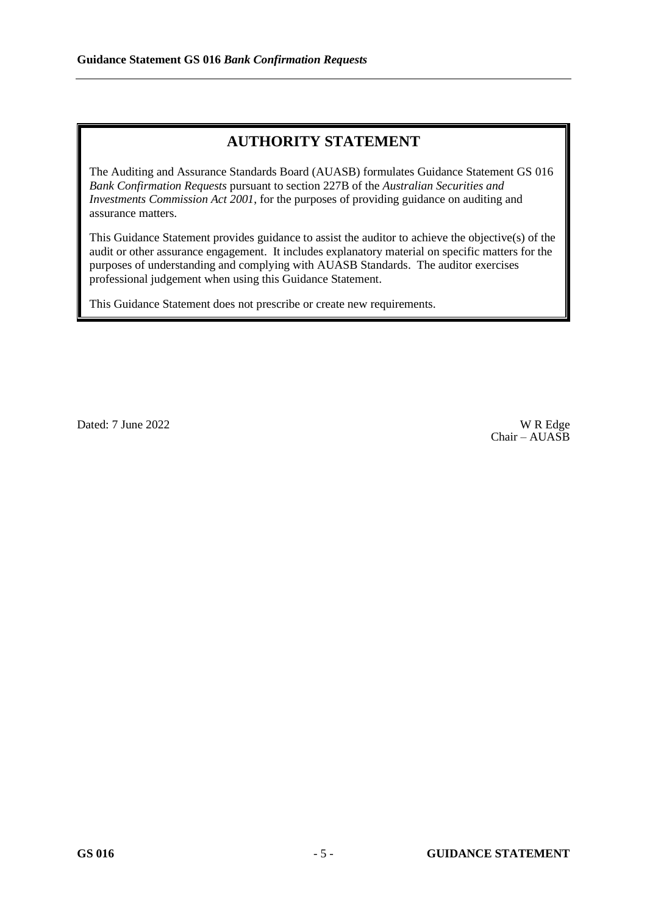# AUTHORITY STATEMENT

The Auditing and Assurance Standards Board (AUASB) formulates Guidance Statement GS 016 *Bank Confirmation Requests* pursuant to section 227B of the *Australian Securities and Investments Commission Act 2001*, for the purposes of providing guidance on auditing and assurance matters.

This Guidance Statement provides guidance to assist the auditor to achieve the objective(s) of the audit or other assurance engagement. It includes explanatory material on specific matters for the purposes of understanding and complying with AUASB Standards. The auditor exercises professional judgement when using this Guidance Statement.

This Guidance Statement does not prescribe or create new requirements.

Dated: 7 June 2022

W R Edge
Chair – AUASB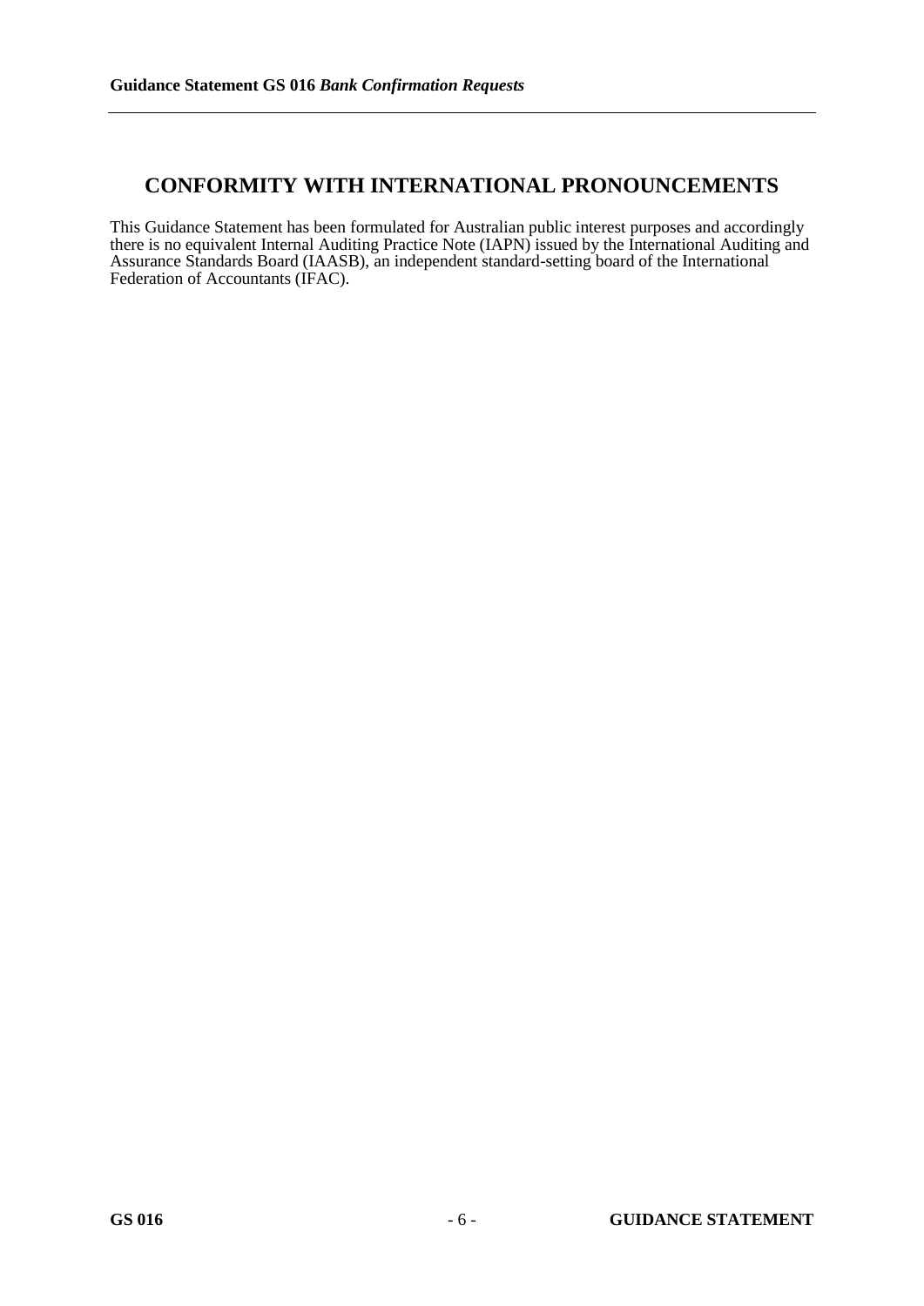## CONFORMITY WITH INTERNATIONAL PRONOUNCEMENTS

This Guidance Statement has been formulated for Australian public interest purposes and accordingly there is no equivalent Internal Auditing Practice Note (IAPN) issued by the International Auditing and Assurance Standards Board (IAASB), an independent standard-setting board of the International Federation of Accountants (IFAC).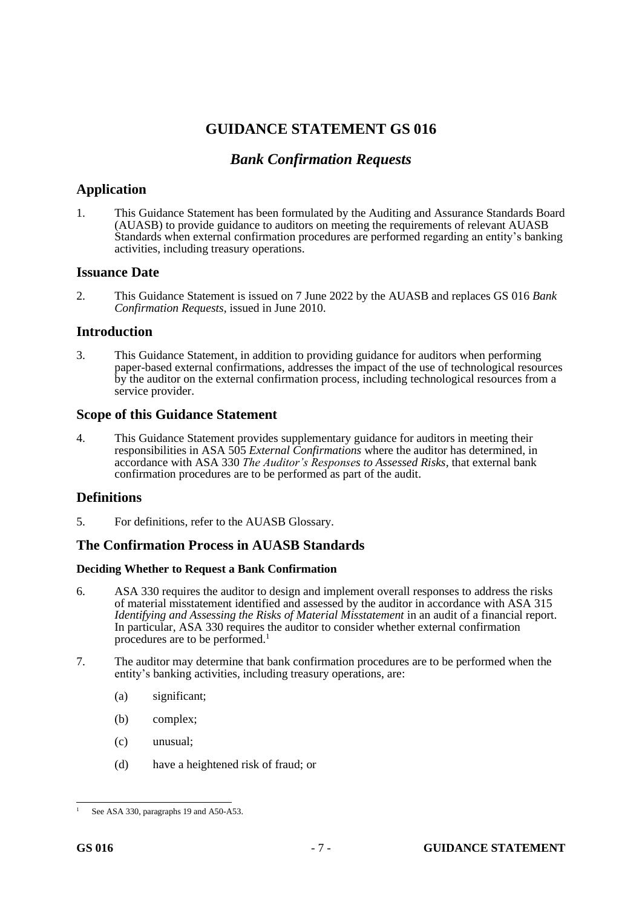# GUIDANCE STATEMENT GS 016

## *Bank Confirmation Requests*

## Application

1. This Guidance Statement has been formulated by the Auditing and Assurance Standards Board (AUASB) to provide guidance to auditors on meeting the requirements of relevant AUASB Standards when external confirmation procedures are performed regarding an entity's banking activities, including treasury operations.

## Issuance Date

2. This Guidance Statement is issued on 7 June 2022 by the AUASB and replaces GS 016 *Bank Confirmation Requests*, issued in June 2010.

## Introduction

3. This Guidance Statement, in addition to providing guidance for auditors when performing paper-based external confirmations, addresses the impact of the use of technological resources by the auditor on the external confirmation process, including technological resources from a service provider.

## Scope of this Guidance Statement

4. This Guidance Statement provides supplementary guidance for auditors in meeting their responsibilities in ASA 505 *External Confirmations* where the auditor has determined, in accordance with ASA 330 *The Auditor's Responses to Assessed Risks*, that external bank confirmation procedures are to be performed as part of the audit.

## Definitions

5. For definitions, refer to the AUASB Glossary.

## The Confirmation Process in AUASB Standards

#### Deciding Whether to Request a Bank Confirmation

6. ASA 330 requires the auditor to design and implement overall responses to address the risks of material misstatement identified and assessed by the auditor in accordance with ASA 315 *Identifying and Assessing the Risks of Material Misstatement* in an audit of a financial report. In particular, ASA 330 requires the auditor to consider whether external confirmation procedures are to be performed.[1]

7. The auditor may determine that bank confirmation procedures are to be performed when the entity's banking activities, including treasury operations, are:

   (a) significant;

   (b) complex;

   (c) unusual;

   (d) have a heightened risk of fraud; or

[1] See ASA 330, paragraphs 19 and A50-A53.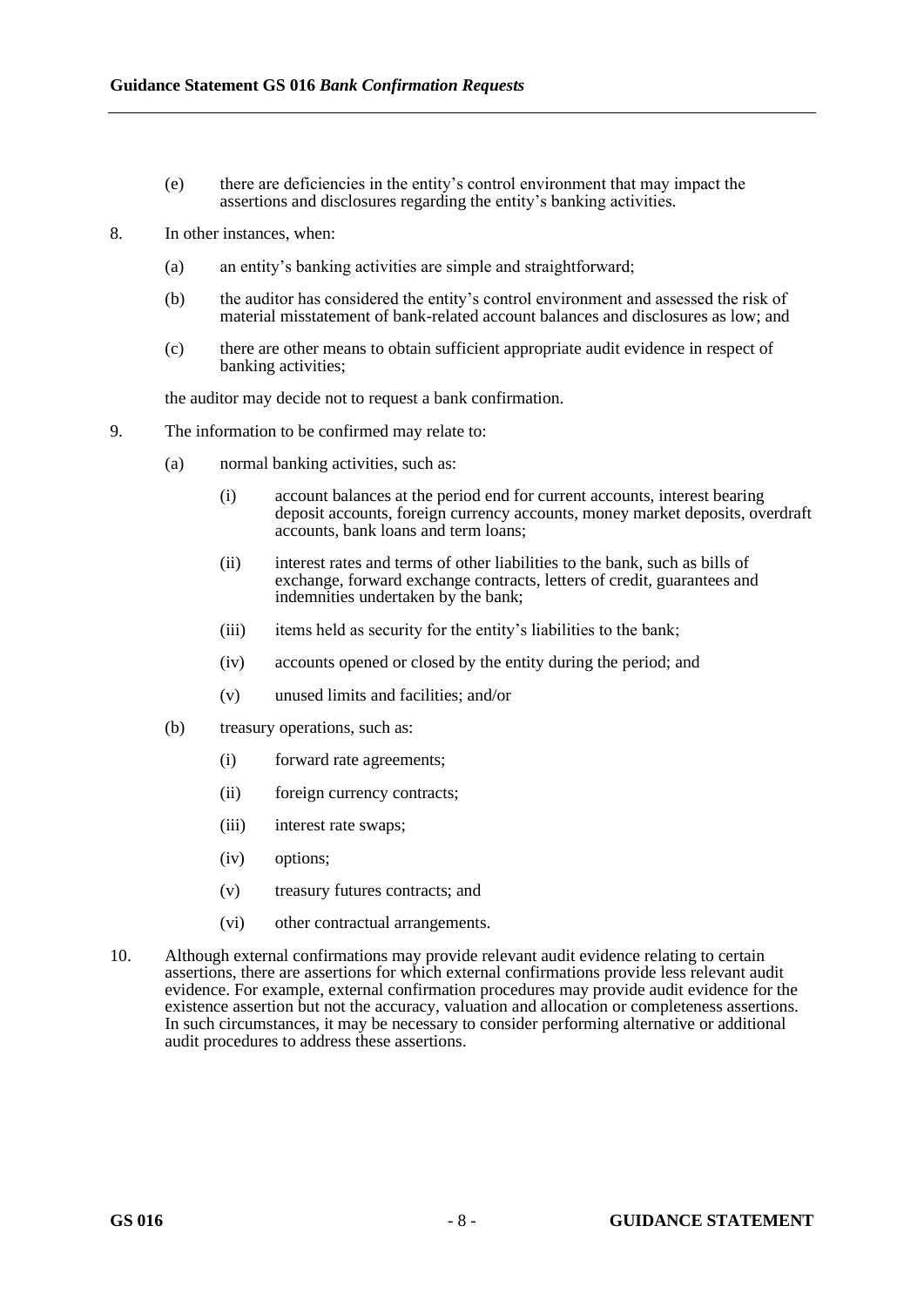(e) there are deficiencies in the entity's control environment that may impact the assertions and disclosures regarding the entity's banking activities.

8. In other instances, when:

   (a) an entity's banking activities are simple and straightforward;

   (b) the auditor has considered the entity's control environment and assessed the risk of material misstatement of bank-related account balances and disclosures as low; and

   (c) there are other means to obtain sufficient appropriate audit evidence in respect of banking activities;

   the auditor may decide not to request a bank confirmation.

9. The information to be confirmed may relate to:

   (a) normal banking activities, such as:

      (i) account balances at the period end for current accounts, interest bearing deposit accounts, foreign currency accounts, money market deposits, overdraft accounts, bank loans and term loans;

      (ii) interest rates and terms of other liabilities to the bank, such as bills of exchange, forward exchange contracts, letters of credit, guarantees and indemnities undertaken by the bank;

      (iii) items held as security for the entity's liabilities to the bank;

      (iv) accounts opened or closed by the entity during the period; and

      (v) unused limits and facilities; and/or

   (b) treasury operations, such as:

      (i) forward rate agreements;

      (ii) foreign currency contracts;

      (iii) interest rate swaps;

      (iv) options;

      (v) treasury futures contracts; and

      (vi) other contractual arrangements.

10. Although external confirmations may provide relevant audit evidence relating to certain assertions, there are assertions for which external confirmations provide less relevant audit evidence. For example, external confirmation procedures may provide audit evidence for the existence assertion but not the accuracy, valuation and allocation or completeness assertions. In such circumstances, it may be necessary to consider performing alternative or additional audit procedures to address these assertions.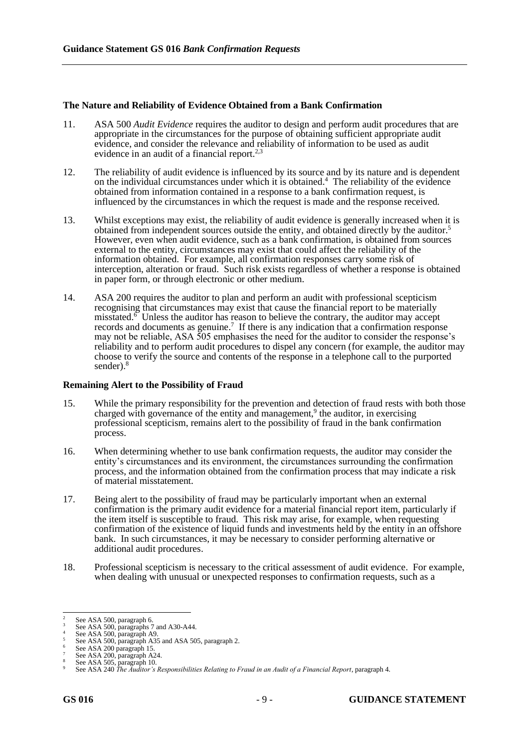### The Nature and Reliability of Evidence Obtained from a Bank Confirmation

11. ASA 500 *Audit Evidence* requires the auditor to design and perform audit procedures that are appropriate in the circumstances for the purpose of obtaining sufficient appropriate audit evidence, and consider the relevance and reliability of information to be used as audit evidence in an audit of a financial report.[2,3]

12. The reliability of audit evidence is influenced by its source and by its nature and is dependent on the individual circumstances under which it is obtained.[4] The reliability of the evidence obtained from information contained in a response to a bank confirmation request, is influenced by the circumstances in which the request is made and the response received.

13. Whilst exceptions may exist, the reliability of audit evidence is generally increased when it is obtained from independent sources outside the entity, and obtained directly by the auditor.[5] However, even when audit evidence, such as a bank confirmation, is obtained from sources external to the entity, circumstances may exist that could affect the reliability of the information obtained. For example, all confirmation responses carry some risk of interception, alteration or fraud. Such risk exists regardless of whether a response is obtained in paper form, or through electronic or other medium.

14. ASA 200 requires the auditor to plan and perform an audit with professional scepticism recognising that circumstances may exist that cause the financial report to be materially misstated.[6] Unless the auditor has reason to believe the contrary, the auditor may accept records and documents as genuine.[7] If there is any indication that a confirmation response may not be reliable, ASA 505 emphasises the need for the auditor to consider the response's reliability and to perform audit procedures to dispel any concern (for example, the auditor may choose to verify the source and contents of the response in a telephone call to the purported sender).[8]

### Remaining Alert to the Possibility of Fraud

15. While the primary responsibility for the prevention and detection of fraud rests with both those charged with governance of the entity and management,[9] the auditor, in exercising professional scepticism, remains alert to the possibility of fraud in the bank confirmation process.

16. When determining whether to use bank confirmation requests, the auditor may consider the entity's circumstances and its environment, the circumstances surrounding the confirmation process, and the information obtained from the confirmation process that may indicate a risk of material misstatement.

17. Being alert to the possibility of fraud may be particularly important when an external confirmation is the primary audit evidence for a material financial report item, particularly if the item itself is susceptible to fraud. This risk may arise, for example, when requesting confirmation of the existence of liquid funds and investments held by the entity in an offshore bank. In such circumstances, it may be necessary to consider performing alternative or additional audit procedures.

18. Professional scepticism is necessary to the critical assessment of audit evidence. For example, when dealing with unusual or unexpected responses to confirmation requests, such as a

---

[2] See ASA 500, paragraph 6.
[3] See ASA 500, paragraphs 7 and A30-A44.
[4] See ASA 500, paragraph A9.
[5] See ASA 500, paragraph A35 and ASA 505, paragraph 2.
[6] See ASA 200 paragraph 15.
[7] See ASA 200, paragraph A24.
[8] See ASA 505, paragraph 10.
[9] See ASA 240 *The Auditor's Responsibilities Relating to Fraud in an Audit of a Financial Report*, paragraph 4.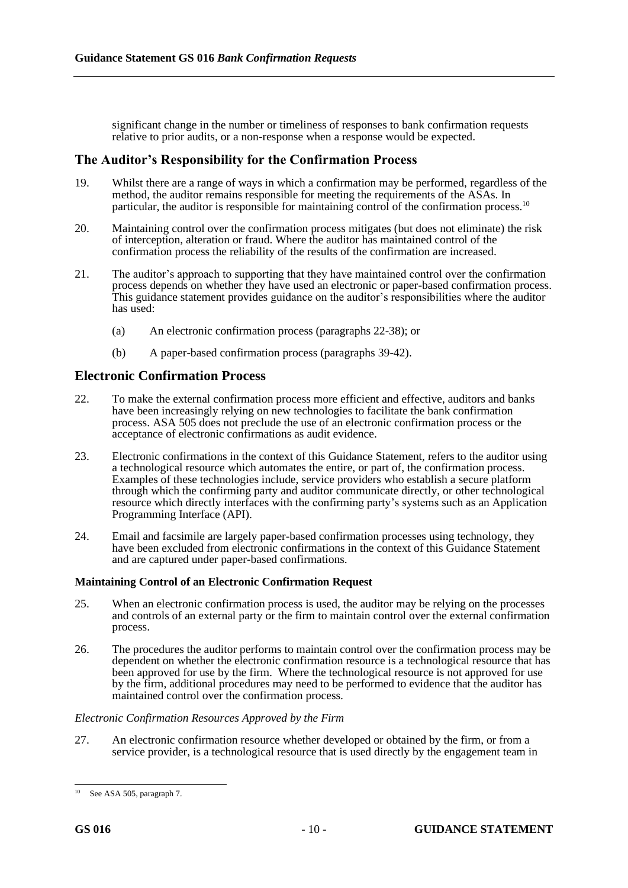significant change in the number or timeliness of responses to bank confirmation requests relative to prior audits, or a non-response when a response would be expected.

## The Auditor's Responsibility for the Confirmation Process

19. Whilst there are a range of ways in which a confirmation may be performed, regardless of the method, the auditor remains responsible for meeting the requirements of the ASAs. In particular, the auditor is responsible for maintaining control of the confirmation process.[10]

20. Maintaining control over the confirmation process mitigates (but does not eliminate) the risk of interception, alteration or fraud. Where the auditor has maintained control of the confirmation process the reliability of the results of the confirmation are increased.

21. The auditor's approach to supporting that they have maintained control over the confirmation process depends on whether they have used an electronic or paper-based confirmation process. This guidance statement provides guidance on the auditor's responsibilities where the auditor has used:

    (a) An electronic confirmation process (paragraphs 22-38); or

    (b) A paper-based confirmation process (paragraphs 39-42).

## Electronic Confirmation Process

22. To make the external confirmation process more efficient and effective, auditors and banks have been increasingly relying on new technologies to facilitate the bank confirmation process. ASA 505 does not preclude the use of an electronic confirmation process or the acceptance of electronic confirmations as audit evidence.

23. Electronic confirmations in the context of this Guidance Statement, refers to the auditor using a technological resource which automates the entire, or part of, the confirmation process. Examples of these technologies include, service providers who establish a secure platform through which the confirming party and auditor communicate directly, or other technological resource which directly interfaces with the confirming party's systems such as an Application Programming Interface (API).

24. Email and facsimile are largely paper-based confirmation processes using technology, they have been excluded from electronic confirmations in the context of this Guidance Statement and are captured under paper-based confirmations.

### Maintaining Control of an Electronic Confirmation Request

25. When an electronic confirmation process is used, the auditor may be relying on the processes and controls of an external party or the firm to maintain control over the external confirmation process.

26. The procedures the auditor performs to maintain control over the confirmation process may be dependent on whether the electronic confirmation resource is a technological resource that has been approved for use by the firm. Where the technological resource is not approved for use by the firm, additional procedures may need to be performed to evidence that the auditor has maintained control over the confirmation process.

*Electronic Confirmation Resources Approved by the Firm*

27. An electronic confirmation resource whether developed or obtained by the firm, or from a service provider, is a technological resource that is used directly by the engagement team in

[10] See ASA 505, paragraph 7.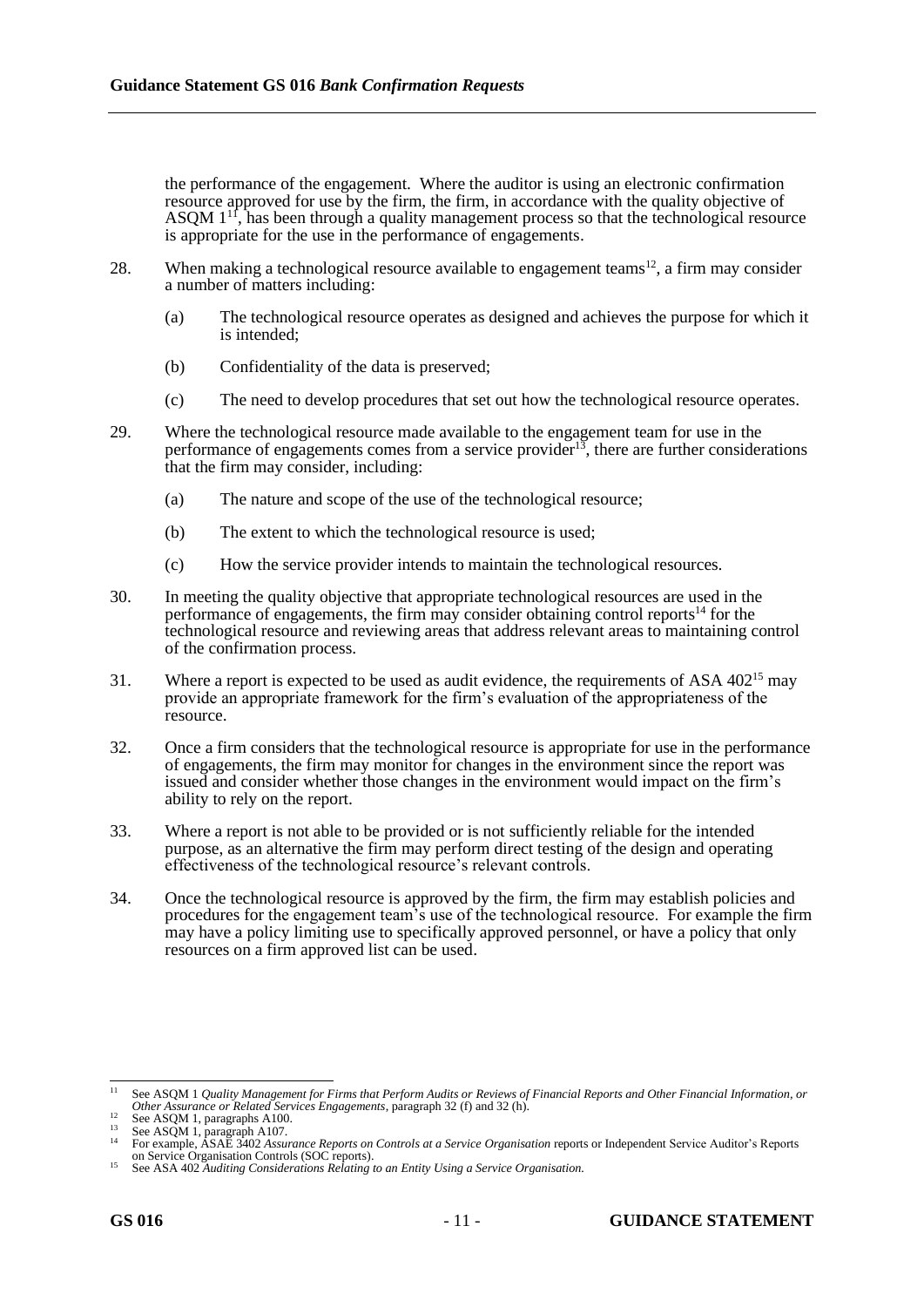the performance of the engagement. Where the auditor is using an electronic confirmation resource approved for use by the firm, the firm, in accordance with the quality objective of ASQM 1[11], has been through a quality management process so that the technological resource is appropriate for the use in the performance of engagements.

28. When making a technological resource available to engagement teams[12], a firm may consider a number of matters including:

    (a) The technological resource operates as designed and achieves the purpose for which it is intended;

    (b) Confidentiality of the data is preserved;

    (c) The need to develop procedures that set out how the technological resource operates.

29. Where the technological resource made available to the engagement team for use in the performance of engagements comes from a service provider[13], there are further considerations that the firm may consider, including:

    (a) The nature and scope of the use of the technological resource;

    (b) The extent to which the technological resource is used;

    (c) How the service provider intends to maintain the technological resources.

30. In meeting the quality objective that appropriate technological resources are used in the performance of engagements, the firm may consider obtaining control reports[14] for the technological resource and reviewing areas that address relevant areas to maintaining control of the confirmation process.

31. Where a report is expected to be used as audit evidence, the requirements of ASA 402[15] may provide an appropriate framework for the firm's evaluation of the appropriateness of the resource.

32. Once a firm considers that the technological resource is appropriate for use in the performance of engagements, the firm may monitor for changes in the environment since the report was issued and consider whether those changes in the environment would impact on the firm's ability to rely on the report.

33. Where a report is not able to be provided or is not sufficiently reliable for the intended purpose, as an alternative the firm may perform direct testing of the design and operating effectiveness of the technological resource's relevant controls.

34. Once the technological resource is approved by the firm, the firm may establish policies and procedures for the engagement team's use of the technological resource. For example the firm may have a policy limiting use to specifically approved personnel, or have a policy that only resources on a firm approved list can be used.

---

[11] See ASQM 1 *Quality Management for Firms that Perform Audits or Reviews of Financial Reports and Other Financial Information, or Other Assurance or Related Services Engagements*, paragraph 32 (f) and 32 (h).

[12] See ASQM 1, paragraphs A100.

[13] See ASQM 1, paragraph A107.

[14] For example, ASAE 3402 *Assurance Reports on Controls at a Service Organisation* reports or Independent Service Auditor's Reports on Service Organisation Controls (SOC reports).

[15] See ASA 402 *Auditing Considerations Relating to an Entity Using a Service Organisation.*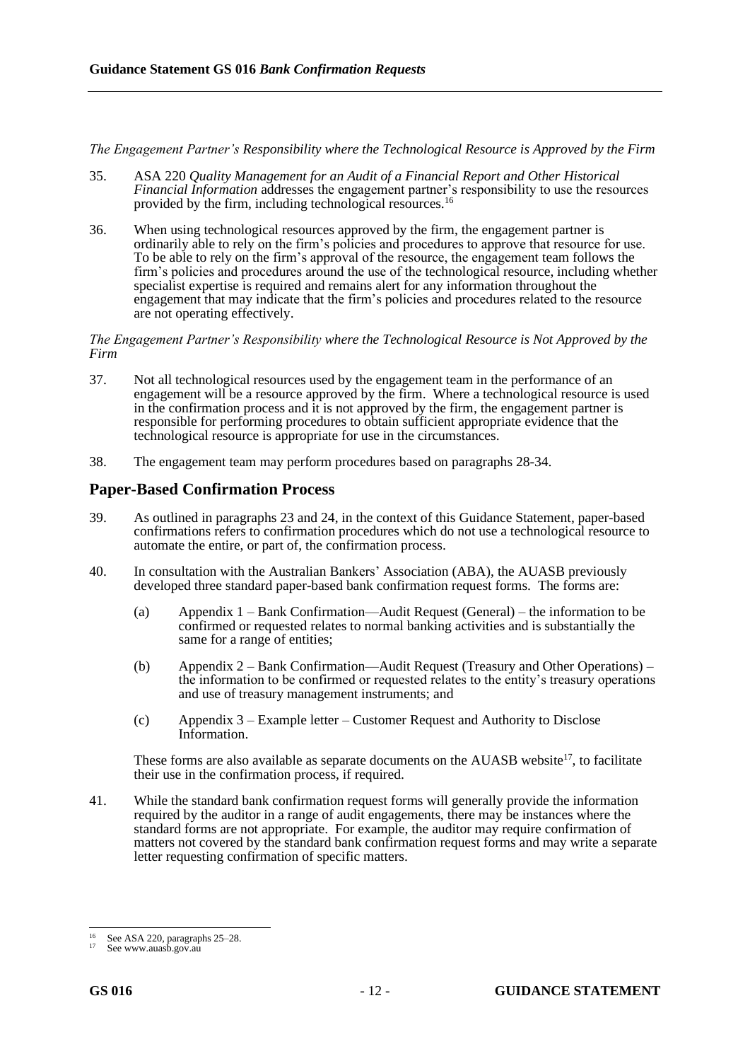*The Engagement Partner's Responsibility where the Technological Resource is Approved by the Firm*

35. ASA 220 *Quality Management for an Audit of a Financial Report and Other Historical Financial Information* addresses the engagement partner's responsibility to use the resources provided by the firm, including technological resources.[16]

36. When using technological resources approved by the firm, the engagement partner is ordinarily able to rely on the firm's policies and procedures to approve that resource for use. To be able to rely on the firm's approval of the resource, the engagement team follows the firm's policies and procedures around the use of the technological resource, including whether specialist expertise is required and remains alert for any information throughout the engagement that may indicate that the firm's policies and procedures related to the resource are not operating effectively.

*The Engagement Partner's Responsibility where the Technological Resource is Not Approved by the Firm*

37. Not all technological resources used by the engagement team in the performance of an engagement will be a resource approved by the firm. Where a technological resource is used in the confirmation process and it is not approved by the firm, the engagement partner is responsible for performing procedures to obtain sufficient appropriate evidence that the technological resource is appropriate for use in the circumstances.

38. The engagement team may perform procedures based on paragraphs 28-34.

## Paper-Based Confirmation Process

39. As outlined in paragraphs 23 and 24, in the context of this Guidance Statement, paper-based confirmations refers to confirmation procedures which do not use a technological resource to automate the entire, or part of, the confirmation process.

40. In consultation with the Australian Bankers' Association (ABA), the AUASB previously developed three standard paper-based bank confirmation request forms. The forms are:

    (a) Appendix 1 – Bank Confirmation—Audit Request (General) – the information to be confirmed or requested relates to normal banking activities and is substantially the same for a range of entities;

    (b) Appendix 2 – Bank Confirmation—Audit Request (Treasury and Other Operations) – the information to be confirmed or requested relates to the entity's treasury operations and use of treasury management instruments; and

    (c) Appendix 3 – Example letter – Customer Request and Authority to Disclose Information.

    These forms are also available as separate documents on the AUASB website[17], to facilitate their use in the confirmation process, if required.

41. While the standard bank confirmation request forms will generally provide the information required by the auditor in a range of audit engagements, there may be instances where the standard forms are not appropriate. For example, the auditor may require confirmation of matters not covered by the standard bank confirmation request forms and may write a separate letter requesting confirmation of specific matters.

---

[16] See ASA 220, paragraphs 25–28.

[17] See www.auasb.gov.au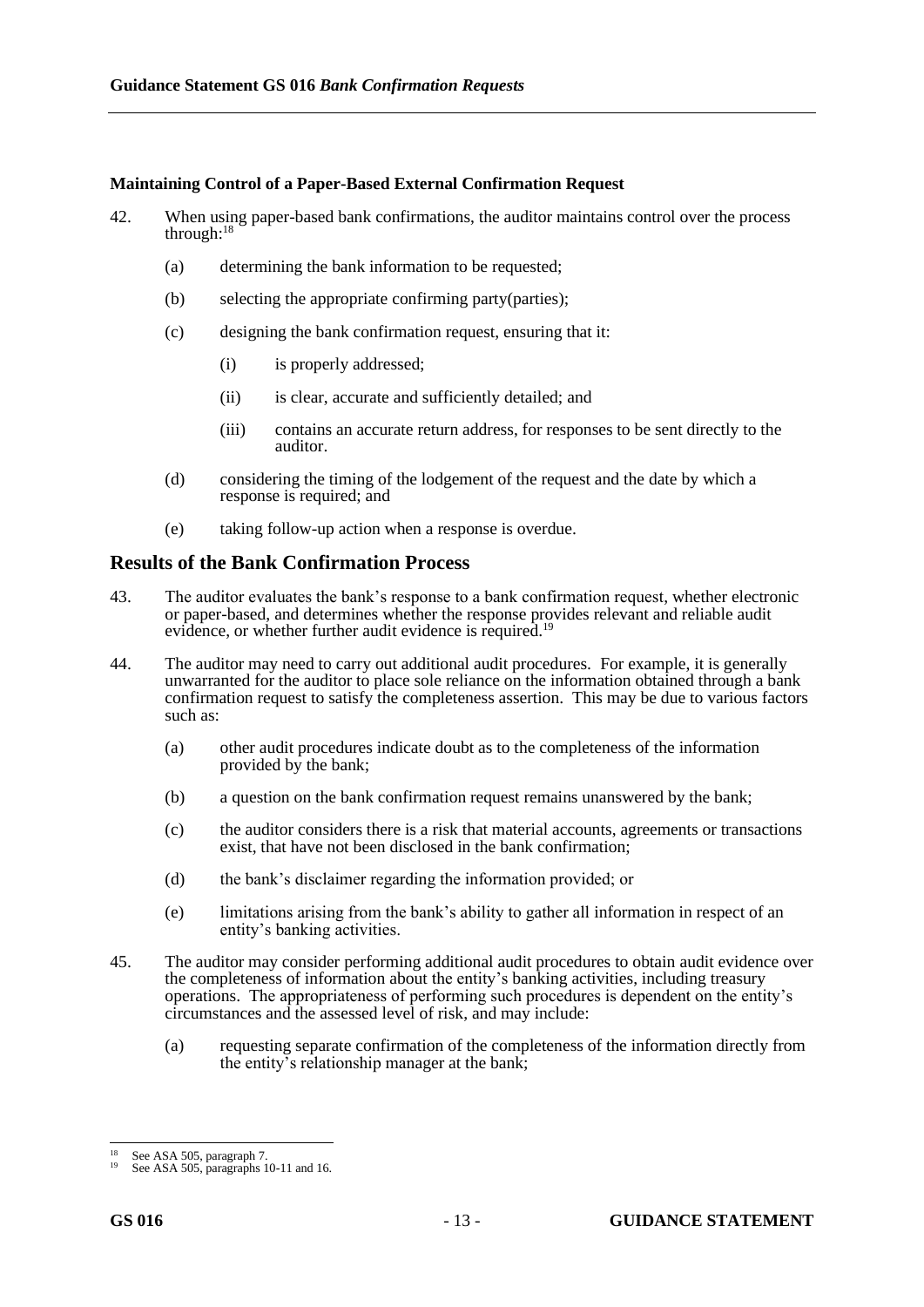**Maintaining Control of a Paper-Based External Confirmation Request**

42. When using paper-based bank confirmations, the auditor maintains control over the process through:[18]

    (a) determining the bank information to be requested;

    (b) selecting the appropriate confirming party(parties);

    (c) designing the bank confirmation request, ensuring that it:

        (i) is properly addressed;

        (ii) is clear, accurate and sufficiently detailed; and

        (iii) contains an accurate return address, for responses to be sent directly to the auditor.

    (d) considering the timing of the lodgement of the request and the date by which a response is required; and

    (e) taking follow-up action when a response is overdue.

## Results of the Bank Confirmation Process

43. The auditor evaluates the bank's response to a bank confirmation request, whether electronic or paper-based, and determines whether the response provides relevant and reliable audit evidence, or whether further audit evidence is required.[19]

44. The auditor may need to carry out additional audit procedures. For example, it is generally unwarranted for the auditor to place sole reliance on the information obtained through a bank confirmation request to satisfy the completeness assertion. This may be due to various factors such as:

    (a) other audit procedures indicate doubt as to the completeness of the information provided by the bank;

    (b) a question on the bank confirmation request remains unanswered by the bank;

    (c) the auditor considers there is a risk that material accounts, agreements or transactions exist, that have not been disclosed in the bank confirmation;

    (d) the bank's disclaimer regarding the information provided; or

    (e) limitations arising from the bank's ability to gather all information in respect of an entity's banking activities.

45. The auditor may consider performing additional audit procedures to obtain audit evidence over the completeness of information about the entity's banking activities, including treasury operations. The appropriateness of performing such procedures is dependent on the entity's circumstances and the assessed level of risk, and may include:

    (a) requesting separate confirmation of the completeness of the information directly from the entity's relationship manager at the bank;

---

[18] See ASA 505, paragraph 7.

[19] See ASA 505, paragraphs 10-11 and 16.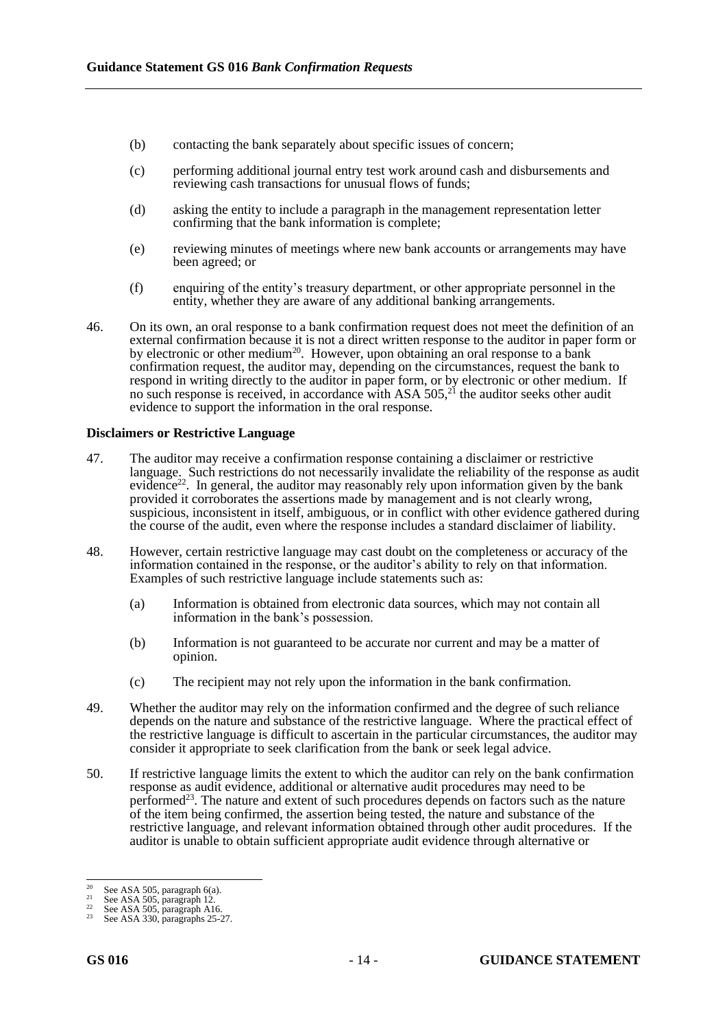(b) contacting the bank separately about specific issues of concern;

(c) performing additional journal entry test work around cash and disbursements and reviewing cash transactions for unusual flows of funds;

(d) asking the entity to include a paragraph in the management representation letter confirming that the bank information is complete;

(e) reviewing minutes of meetings where new bank accounts or arrangements may have been agreed; or

(f) enquiring of the entity's treasury department, or other appropriate personnel in the entity, whether they are aware of any additional banking arrangements.

46. On its own, an oral response to a bank confirmation request does not meet the definition of an external confirmation because it is not a direct written response to the auditor in paper form or by electronic or other medium[20]. However, upon obtaining an oral response to a bank confirmation request, the auditor may, depending on the circumstances, request the bank to respond in writing directly to the auditor in paper form, or by electronic or other medium. If no such response is received, in accordance with ASA 505,[21] the auditor seeks other audit evidence to support the information in the oral response.

**Disclaimers or Restrictive Language**

47. The auditor may receive a confirmation response containing a disclaimer or restrictive language. Such restrictions do not necessarily invalidate the reliability of the response as audit evidence[22]. In general, the auditor may reasonably rely upon information given by the bank provided it corroborates the assertions made by management and is not clearly wrong, suspicious, inconsistent in itself, ambiguous, or in conflict with other evidence gathered during the course of the audit, even where the response includes a standard disclaimer of liability.

48. However, certain restrictive language may cast doubt on the completeness or accuracy of the information contained in the response, or the auditor's ability to rely on that information. Examples of such restrictive language include statements such as:

(a) Information is obtained from electronic data sources, which may not contain all information in the bank's possession.

(b) Information is not guaranteed to be accurate nor current and may be a matter of opinion.

(c) The recipient may not rely upon the information in the bank confirmation.

49. Whether the auditor may rely on the information confirmed and the degree of such reliance depends on the nature and substance of the restrictive language. Where the practical effect of the restrictive language is difficult to ascertain in the particular circumstances, the auditor may consider it appropriate to seek clarification from the bank or seek legal advice.

50. If restrictive language limits the extent to which the auditor can rely on the bank confirmation response as audit evidence, additional or alternative audit procedures may need to be performed[23]. The nature and extent of such procedures depends on factors such as the nature of the item being confirmed, the assertion being tested, the nature and substance of the restrictive language, and relevant information obtained through other audit procedures. If the auditor is unable to obtain sufficient appropriate audit evidence through alternative or

---

[20] See ASA 505, paragraph 6(a).

[21] See ASA 505, paragraph 12.

[22] See ASA 505, paragraph A16.

[23] See ASA 330, paragraphs 25-27.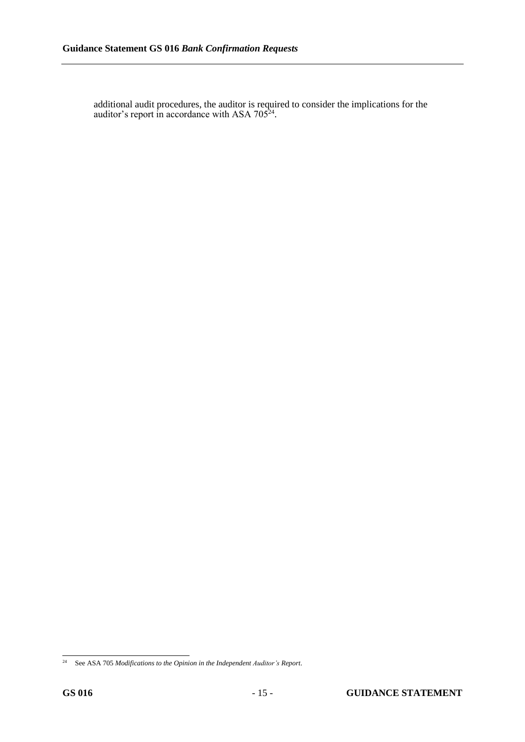additional audit procedures, the auditor is required to consider the implications for the auditor's report in accordance with ASA 705[24].

[24] See ASA 705 *Modifications to the Opinion in the Independent Auditor's Report*.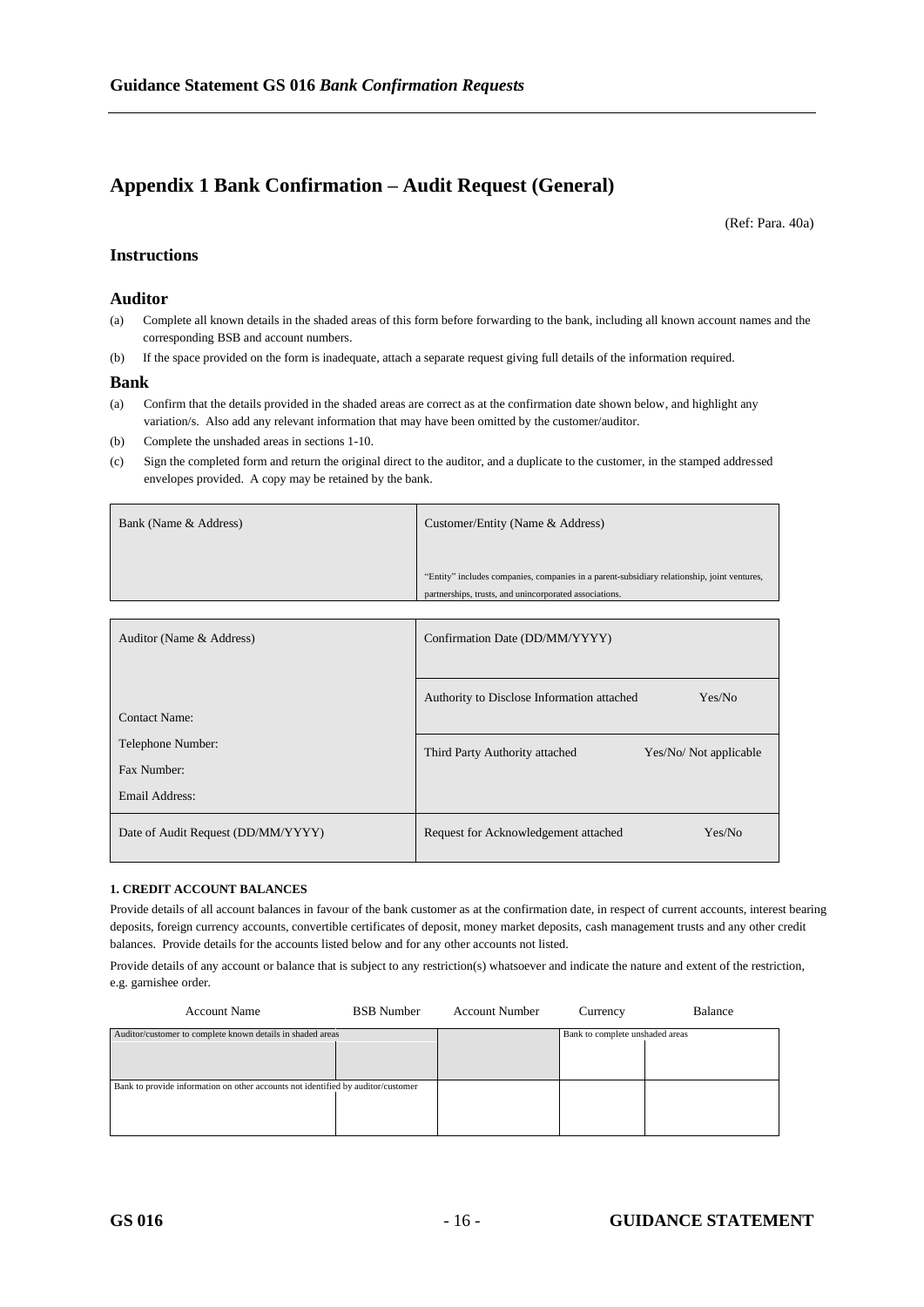# Appendix 1 Bank Confirmation – Audit Request (General)

(Ref: Para. 40a)

## Instructions

### Auditor

(a) Complete all known details in the shaded areas of this form before forwarding to the bank, including all known account names and the corresponding BSB and account numbers.

(b) If the space provided on the form is inadequate, attach a separate request giving full details of the information required.

### Bank

(a) Confirm that the details provided in the shaded areas are correct as at the confirmation date shown below, and highlight any variation/s. Also add any relevant information that may have been omitted by the customer/auditor.

(b) Complete the unshaded areas in sections 1-10.

(c) Sign the completed form and return the original direct to the auditor, and a duplicate to the customer, in the stamped addressed envelopes provided. A copy may be retained by the bank.

| | |
|---|---|
| Bank (Name & Address) | Customer/Entity (Name & Address)<br><br>"Entity" includes companies, companies in a parent-subsidiary relationship, joint ventures, partnerships, trusts, and unincorporated associations. |

| | |
|---|---|
| Auditor (Name & Address) | Confirmation Date (DD/MM/YYYY) |
| Contact Name:<br>Telephone Number:<br>Fax Number:<br>Email Address: | Authority to Disclose Information attached Yes/No<br><br>Third Party Authority attached Yes/No/ Not applicable |
| Date of Audit Request (DD/MM/YYYY) | Request for Acknowledgement attached Yes/No |

**1. CREDIT ACCOUNT BALANCES**

Provide details of all account balances in favour of the bank customer as at the confirmation date, in respect of current accounts, interest bearing deposits, foreign currency accounts, convertible certificates of deposit, money market deposits, cash management trusts and any other credit balances. Provide details for the accounts listed below and for any other accounts not listed.

Provide details of any account or balance that is subject to any restriction(s) whatsoever and indicate the nature and extent of the restriction, e.g. garnishee order.

| Account Name | BSB Number | Account Number | Currency | Balance |
|---|---|---|---|---|
| Auditor/customer to complete known details in shaded areas | | | Bank to complete unshaded areas | |
| | | | | |
| Bank to provide information on other accounts not identified by auditor/customer | | | | |
| | | | | |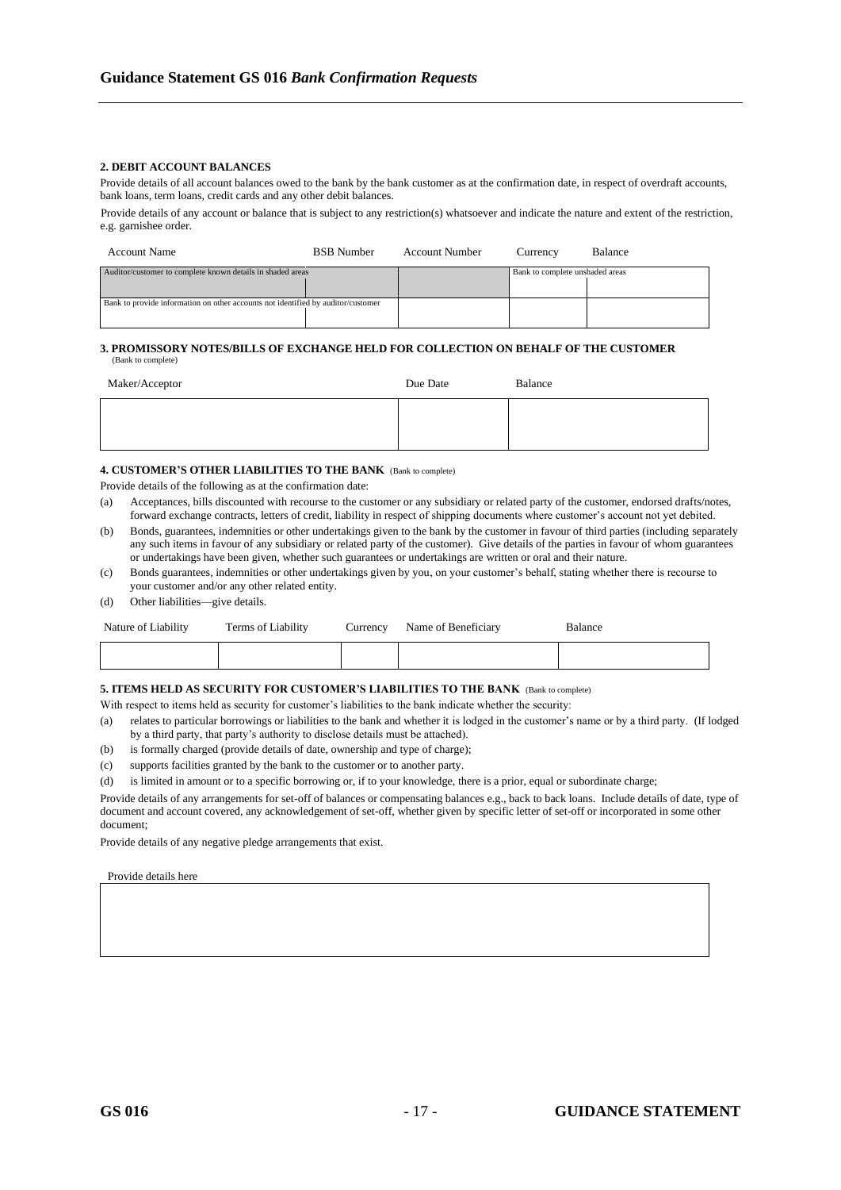### 2. DEBIT ACCOUNT BALANCES

Provide details of all account balances owed to the bank by the bank customer as at the confirmation date, in respect of overdraft accounts, bank loans, term loans, credit cards and any other debit balances.

Provide details of any account or balance that is subject to any restriction(s) whatsoever and indicate the nature and extent of the restriction, e.g. garnishee order.

| Account Name | BSB Number | Account Number | Currency | Balance |
|---|---|---|---|---|
| Auditor/customer to complete known details in shaded areas | | | Bank to complete unshaded areas | |
| Bank to provide information on other accounts not identified by auditor/customer | | | | |

### 3. PROMISSORY NOTES/BILLS OF EXCHANGE HELD FOR COLLECTION ON BEHALF OF THE CUSTOMER

(Bank to complete)

| Maker/Acceptor | Due Date | Balance |
|---|---|---|
| | | |

### 4. CUSTOMER'S OTHER LIABILITIES TO THE BANK (Bank to complete)

Provide details of the following as at the confirmation date:

(a) Acceptances, bills discounted with recourse to the customer or any subsidiary or related party of the customer, endorsed drafts/notes, forward exchange contracts, letters of credit, liability in respect of shipping documents where customer's account not yet debited.

(b) Bonds, guarantees, indemnities or other undertakings given to the bank by the customer in favour of third parties (including separately any such items in favour of any subsidiary or related party of the customer). Give details of the parties in favour of whom guarantees or undertakings have been given, whether such guarantees or undertakings are written or oral and their nature.

(c) Bonds guarantees, indemnities or other undertakings given by you, on your customer's behalf, stating whether there is recourse to your customer and/or any other related entity.

(d) Other liabilities—give details.

| Nature of Liability | Terms of Liability | Currency | Name of Beneficiary | Balance |
|---|---|---|---|---|
| | | | | |

### 5. ITEMS HELD AS SECURITY FOR CUSTOMER'S LIABILITIES TO THE BANK (Bank to complete)

With respect to items held as security for customer's liabilities to the bank indicate whether the security:

(a) relates to particular borrowings or liabilities to the bank and whether it is lodged in the customer's name or by a third party. (If lodged by a third party, that party's authority to disclose details must be attached).

(b) is formally charged (provide details of date, ownership and type of charge);

(c) supports facilities granted by the bank to the customer or to another party.

(d) is limited in amount or to a specific borrowing or, if to your knowledge, there is a prior, equal or subordinate charge;

Provide details of any arrangements for set-off of balances or compensating balances e.g., back to back loans. Include details of date, type of document and account covered, any acknowledgement of set-off, whether given by specific letter of set-off or incorporated in some other document;

Provide details of any negative pledge arrangements that exist.

| Provide details here |
|---|
| |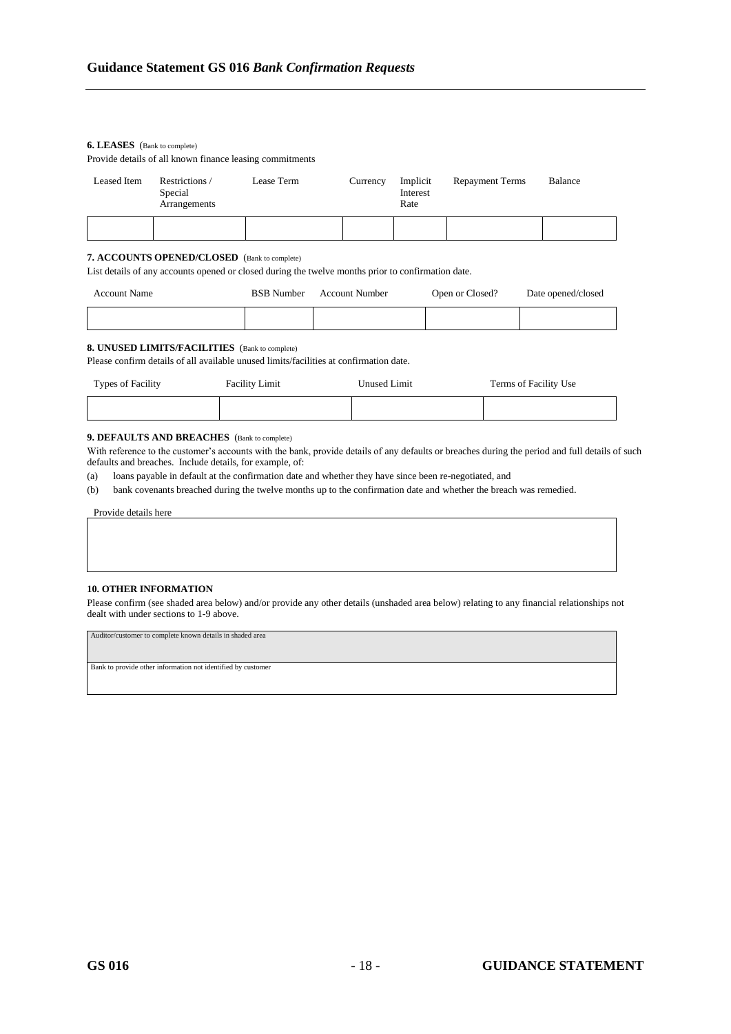**6. LEASES** (Bank to complete)

Provide details of all known finance leasing commitments

| Leased Item | Restrictions / Special Arrangements | Lease Term | Currency | Implicit Interest Rate | Repayment Terms | Balance |
|---|---|---|---|---|---|---|
| | | | | | | |

**7. ACCOUNTS OPENED/CLOSED** (Bank to complete)

List details of any accounts opened or closed during the twelve months prior to confirmation date.

| Account Name | BSB Number | Account Number | Open or Closed? | Date opened/closed |
|---|---|---|---|---|
| | | | | |

**8. UNUSED LIMITS/FACILITIES** (Bank to complete)

Please confirm details of all available unused limits/facilities at confirmation date.

| Types of Facility | Facility Limit | Unused Limit | Terms of Facility Use |
|---|---|---|---|
| | | | |

**9. DEFAULTS AND BREACHES** (Bank to complete)

With reference to the customer's accounts with the bank, provide details of any defaults or breaches during the period and full details of such defaults and breaches. Include details, for example, of:

(a) loans payable in default at the confirmation date and whether they have since been re-negotiated, and

(b) bank covenants breached during the twelve months up to the confirmation date and whether the breach was remedied.

| Provide details here |
|---|
| |

**10. OTHER INFORMATION**

Please confirm (see shaded area below) and/or provide any other details (unshaded area below) relating to any financial relationships not dealt with under sections to 1-9 above.

| Auditor/customer to complete known details in shaded area |
|---|
| Bank to provide other information not identified by customer |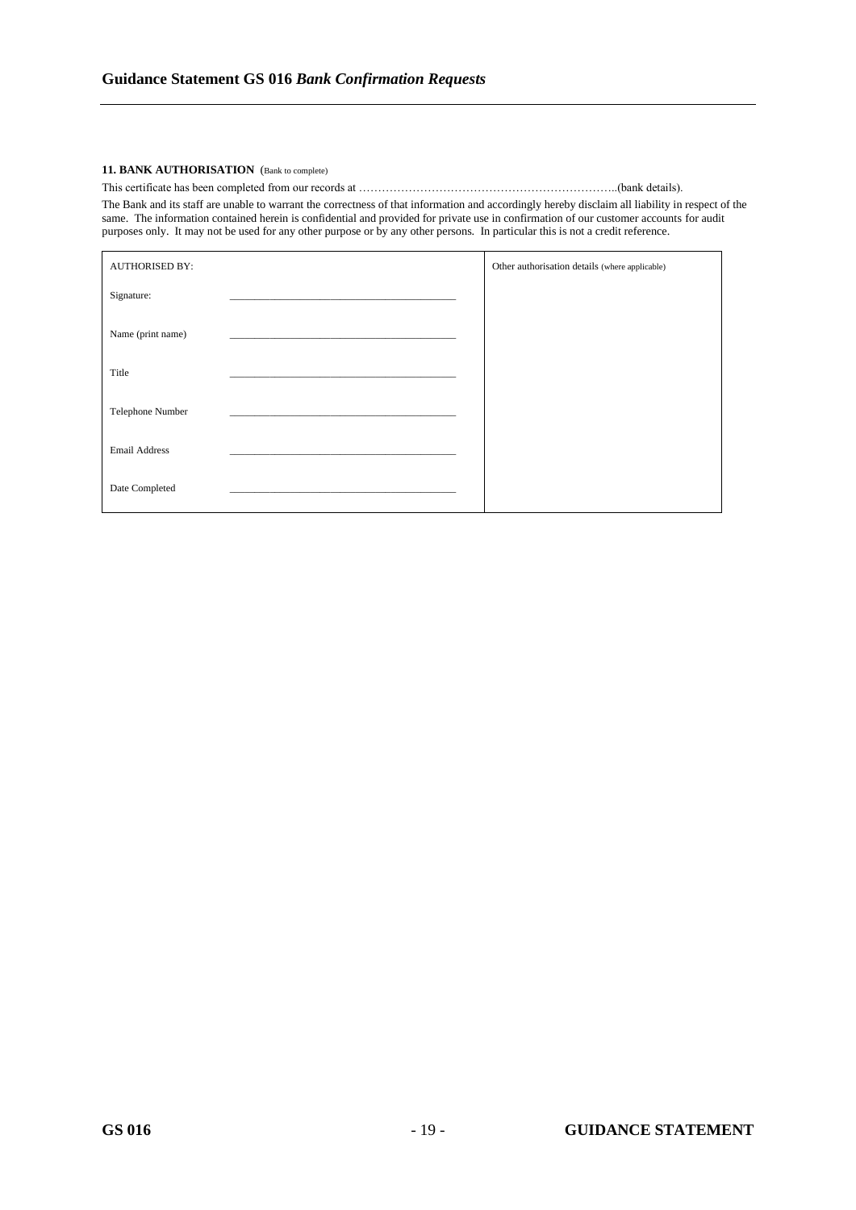**11. BANK AUTHORISATION** (Bank to complete)

This certificate has been completed from our records at …………………………………………………………..(bank details).

The Bank and its staff are unable to warrant the correctness of that information and accordingly hereby disclaim all liability in respect of the same. The information contained herein is confidential and provided for private use in confirmation of our customer accounts for audit purposes only. It may not be used for any other purpose or by any other persons. In particular this is not a credit reference.

| | | |
|---|---|---|
| AUTHORISED BY: | | Other authorisation details (where applicable) |
| Signature: | \_\_\_\_\_\_\_\_\_\_\_\_\_\_\_\_\_\_\_\_\_\_\_\_\_\_\_\_\_\_\_\_\_\_\_\_\_\_\_\_ | |
| Name (print name) | \_\_\_\_\_\_\_\_\_\_\_\_\_\_\_\_\_\_\_\_\_\_\_\_\_\_\_\_\_\_\_\_\_\_\_\_\_\_\_\_ | |
| Title | \_\_\_\_\_\_\_\_\_\_\_\_\_\_\_\_\_\_\_\_\_\_\_\_\_\_\_\_\_\_\_\_\_\_\_\_\_\_\_\_ | |
| Telephone Number | \_\_\_\_\_\_\_\_\_\_\_\_\_\_\_\_\_\_\_\_\_\_\_\_\_\_\_\_\_\_\_\_\_\_\_\_\_\_\_\_ | |
| Email Address | \_\_\_\_\_\_\_\_\_\_\_\_\_\_\_\_\_\_\_\_\_\_\_\_\_\_\_\_\_\_\_\_\_\_\_\_\_\_\_\_ | |
| Date Completed | \_\_\_\_\_\_\_\_\_\_\_\_\_\_\_\_\_\_\_\_\_\_\_\_\_\_\_\_\_\_\_\_\_\_\_\_\_\_\_\_ | |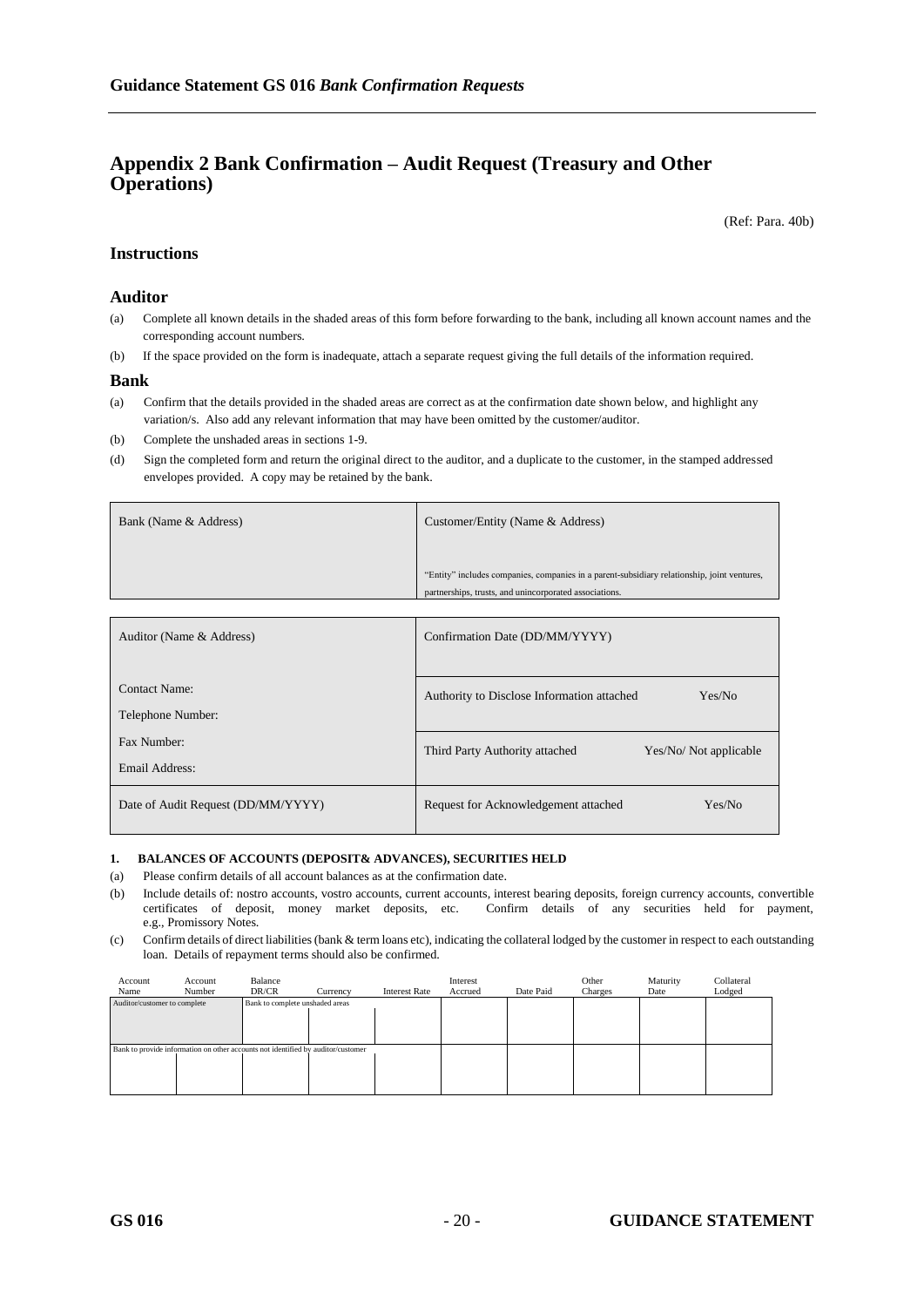## Appendix 2 Bank Confirmation – Audit Request (Treasury and Other Operations)

(Ref: Para. 40b)

### Instructions

### Auditor

(a) Complete all known details in the shaded areas of this form before forwarding to the bank, including all known account names and the corresponding account numbers.

(b) If the space provided on the form is inadequate, attach a separate request giving the full details of the information required.

### Bank

(a) Confirm that the details provided in the shaded areas are correct as at the confirmation date shown below, and highlight any variation/s. Also add any relevant information that may have been omitted by the customer/auditor.

(b) Complete the unshaded areas in sections 1-9.

(d) Sign the completed form and return the original direct to the auditor, and a duplicate to the customer, in the stamped addressed envelopes provided. A copy may be retained by the bank.

| | |
|---|---|
| Bank (Name & Address) | Customer/Entity (Name & Address)<br><br>"Entity" includes companies, companies in a parent-subsidiary relationship, joint ventures, partnerships, trusts, and unincorporated associations. |

| | |
|---|---|
| Auditor (Name & Address) | Confirmation Date (DD/MM/YYYY) |
| Contact Name:<br>Telephone Number: | Authority to Disclose Information attached Yes/No |
| Fax Number:<br>Email Address: | Third Party Authority attached Yes/No/ Not applicable |
| Date of Audit Request (DD/MM/YYYY) | Request for Acknowledgement attached Yes/No |

**1. BALANCES OF ACCOUNTS (DEPOSIT& ADVANCES), SECURITIES HELD**

(a) Please confirm details of all account balances as at the confirmation date.

(b) Include details of: nostro accounts, vostro accounts, current accounts, interest bearing deposits, foreign currency accounts, convertible certificates of deposit, money market deposits, etc. Confirm details of any securities held for payment, e.g., Promissory Notes.

(c) Confirm details of direct liabilities (bank & term loans etc), indicating the collateral lodged by the customer in respect to each outstanding loan. Details of repayment terms should also be confirmed.

| Account Name | Account Number | Balance DR/CR | Currency | Interest Rate | Interest Accrued | Date Paid | Other Charges | Maturity Date | Collateral Lodged |
|---|---|---|---|---|---|---|---|---|---|
| Auditor/customer to complete | | Bank to complete unshaded areas | | | | | | | |
| Bank to provide information on other accounts not identified by auditor/customer | | | | | | | | | |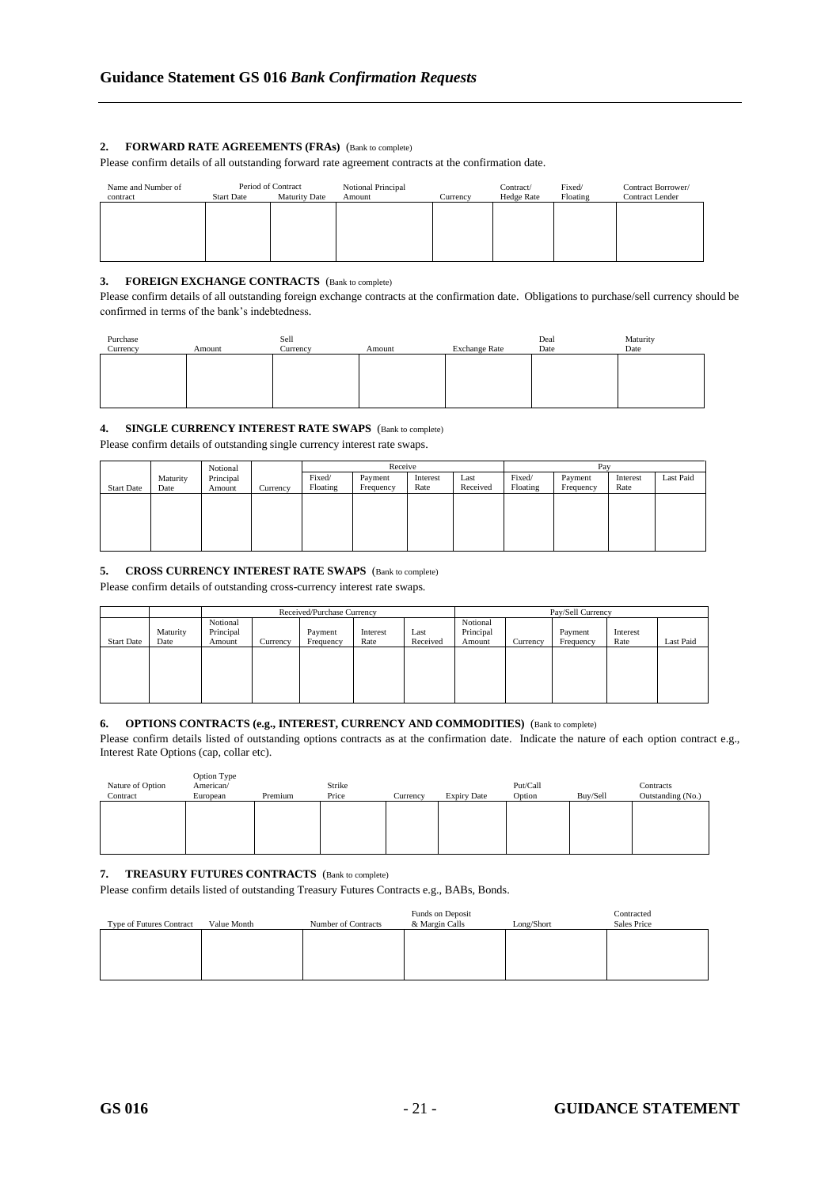## 2. FORWARD RATE AGREEMENTS (FRAs) (Bank to complete)

Please confirm details of all outstanding forward rate agreement contracts at the confirmation date.

| Name and Number of contract | Period of Contract | | Notional Principal Amount | Currency | Contract/ Hedge Rate | Fixed/ Floating | Contract Borrower/ Contract Lender |
|---|---|---|---|---|---|---|---|
| | Start Date | Maturity Date | | | | | |
| | | | | | | | |

## 3. FOREIGN EXCHANGE CONTRACTS (Bank to complete)

Please confirm details of all outstanding foreign exchange contracts at the confirmation date. Obligations to purchase/sell currency should be confirmed in terms of the bank's indebtedness.

| Purchase Currency | Amount | Sell Currency | Amount | Exchange Rate | Deal Date | Maturity Date |
|---|---|---|---|---|---|---|
| | | | | | | |

## 4. SINGLE CURRENCY INTEREST RATE SWAPS (Bank to complete)

Please confirm details of outstanding single currency interest rate swaps.

| | | | | Receive | | | | Pay | | | |
|---|---|---|---|---|---|---|---|---|---|---|---|
| Start Date | Maturity Date | Notional Principal Amount | Currency | Fixed/ Floating | Payment Frequency | Interest Rate | Last Received | Fixed/ Floating | Payment Frequency | Interest Rate | Last Paid |
| | | | | | | | | | | | |

## 5. CROSS CURRENCY INTEREST RATE SWAPS (Bank to complete)

Please confirm details of outstanding cross-currency interest rate swaps.

| | | Received/Purchase Currency | | | | | Pay/Sell Currency | | | | |
|---|---|---|---|---|---|---|---|---|---|---|---|
| Start Date | Maturity Date | Notional Principal Amount | Currency | Payment Frequency | Interest Rate | Last Received | Notional Principal Amount | Currency | Payment Frequency | Interest Rate | Last Paid |
| | | | | | | | | | | | |

## 6. OPTIONS CONTRACTS (e.g., INTEREST, CURRENCY AND COMMODITIES) (Bank to complete)

Please confirm details listed of outstanding options contracts as at the confirmation date. Indicate the nature of each option contract e.g., Interest Rate Options (cap, collar etc).

| Nature of Option Contract | Option Type American/ European | Premium | Strike Price | Currency | Expiry Date | Put/Call Option | Buy/Sell | Contracts Outstanding (No.) |
|---|---|---|---|---|---|---|---|---|
| | | | | | | | | |

## 7. TREASURY FUTURES CONTRACTS (Bank to complete)

Please confirm details listed of outstanding Treasury Futures Contracts e.g., BABs, Bonds.

| Type of Futures Contract | Value Month | Number of Contracts | Funds on Deposit & Margin Calls | Long/Short | Contracted Sales Price |
|---|---|---|---|---|---|
| | | | | | |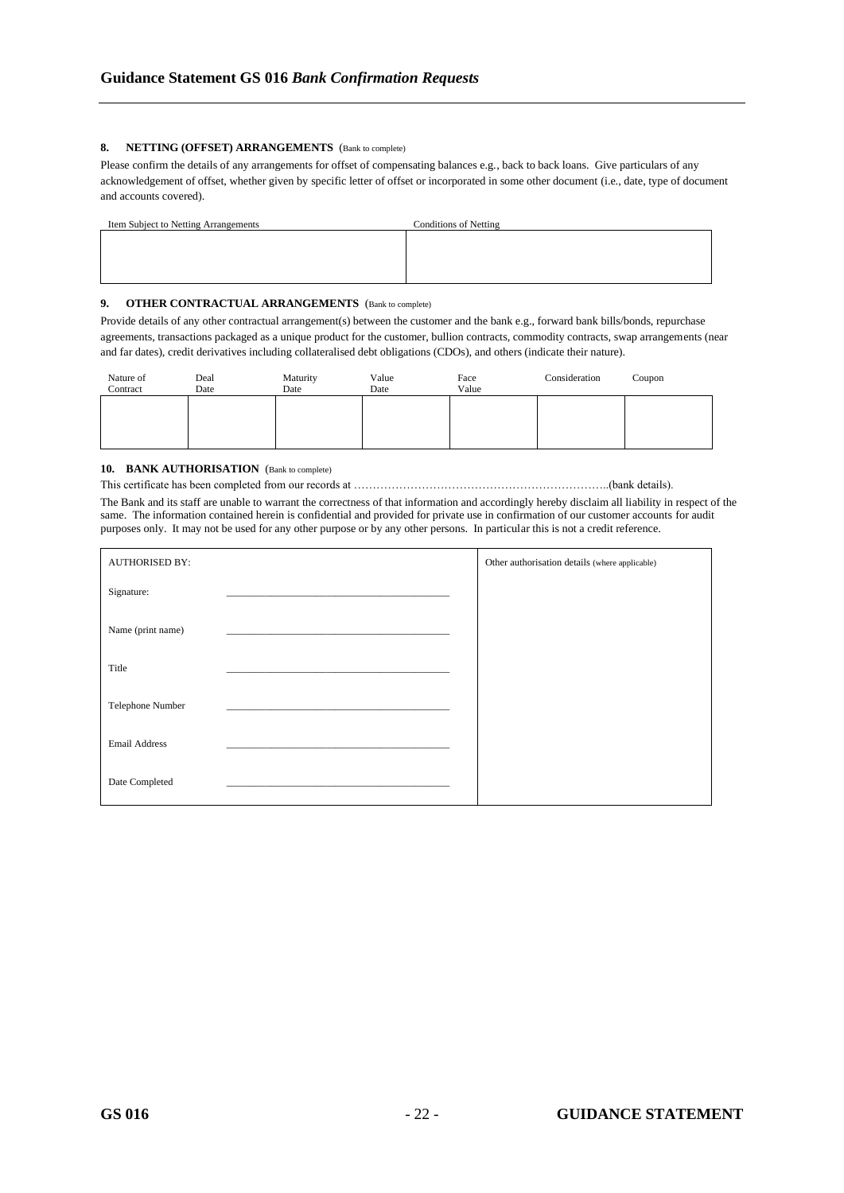#### 8. NETTING (OFFSET) ARRANGEMENTS (Bank to complete)

Please confirm the details of any arrangements for offset of compensating balances e.g., back to back loans. Give particulars of any acknowledgement of offset, whether given by specific letter of offset or incorporated in some other document (i.e., date, type of document and accounts covered).

| Item Subject to Netting Arrangements | Conditions of Netting |
| --- | --- |
| | |

#### 9. OTHER CONTRACTUAL ARRANGEMENTS (Bank to complete)

Provide details of any other contractual arrangement(s) between the customer and the bank e.g., forward bank bills/bonds, repurchase agreements, transactions packaged as a unique product for the customer, bullion contracts, commodity contracts, swap arrangements (near and far dates), credit derivatives including collateralised debt obligations (CDOs), and others (indicate their nature).

| Nature of Contract | Deal Date | Maturity Date | Value Date | Face Value | Consideration | Coupon |
| --- | --- | --- | --- | --- | --- | --- |
| | | | | | | |

#### 10. BANK AUTHORISATION (Bank to complete)

This certificate has been completed from our records at …………………………………………………………..(bank details).

The Bank and its staff are unable to warrant the correctness of that information and accordingly hereby disclaim all liability in respect of the same. The information contained herein is confidential and provided for private use in confirmation of our customer accounts for audit purposes only. It may not be used for any other purpose or by any other persons. In particular this is not a credit reference.

| AUTHORISED BY: | | Other authorisation details (where applicable) |
| --- | --- | --- |
| Signature: | ______________________________ | |
| Name (print name) | ______________________________ | |
| Title | ______________________________ | |
| Telephone Number | ______________________________ | |
| Email Address | ______________________________ | |
| Date Completed | ______________________________ | |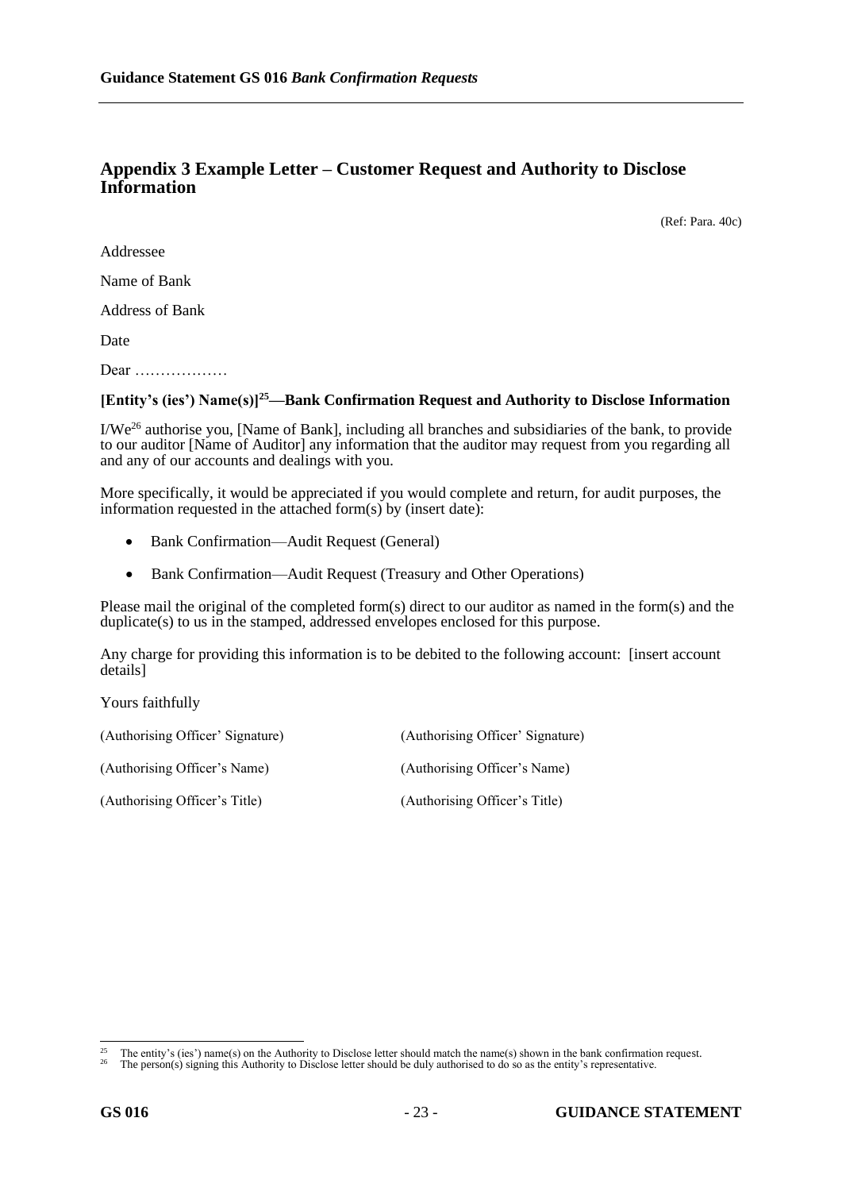## Appendix 3 Example Letter – Customer Request and Authority to Disclose Information

(Ref: Para. 40c)

Addressee

Name of Bank

Address of Bank

Date

Dear ………………

**[Entity's (ies') Name(s)][25]—Bank Confirmation Request and Authority to Disclose Information**

I/We[26] authorise you, [Name of Bank], including all branches and subsidiaries of the bank, to provide to our auditor [Name of Auditor] any information that the auditor may request from you regarding all and any of our accounts and dealings with you.

More specifically, it would be appreciated if you would complete and return, for audit purposes, the information requested in the attached form(s) by (insert date):

- Bank Confirmation—Audit Request (General)
- Bank Confirmation—Audit Request (Treasury and Other Operations)

Please mail the original of the completed form(s) direct to our auditor as named in the form(s) and the duplicate(s) to us in the stamped, addressed envelopes enclosed for this purpose.

Any charge for providing this information is to be debited to the following account: [insert account details]

Yours faithfully

(Authorising Officer' Signature)

(Authorising Officer's Name)

(Authorising Officer's Title)

(Authorising Officer' Signature)

(Authorising Officer's Name)

(Authorising Officer's Title)

---

[25] The entity's (ies') name(s) on the Authority to Disclose letter should match the name(s) shown in the bank confirmation request.

[26] The person(s) signing this Authority to Disclose letter should be duly authorised to do so as the entity's representative.